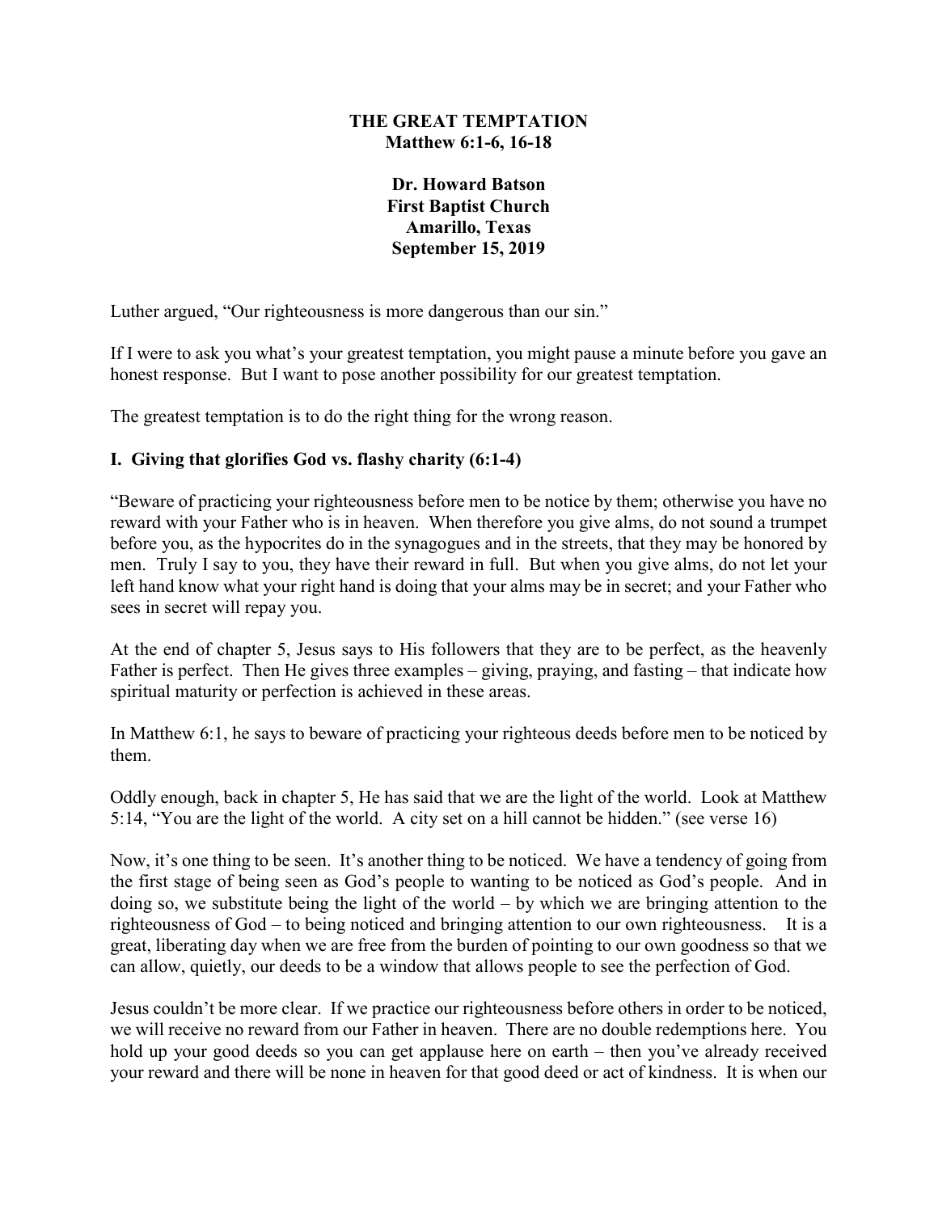**THE GREAT TEMPTATION**
**Matthew 6:1-6, 16-18**

**Dr. Howard Batson**
**First Baptist Church**
**Amarillo, Texas**
**September 15, 2019**

Luther argued, "Our righteousness is more dangerous than our sin."

If I were to ask you what's your greatest temptation, you might pause a minute before you gave an honest response. But I want to pose another possibility for our greatest temptation.

The greatest temptation is to do the right thing for the wrong reason.

## I. Giving that glorifies God vs. flashy charity (6:1-4)

"Beware of practicing your righteousness before men to be notice by them; otherwise you have no reward with your Father who is in heaven. When therefore you give alms, do not sound a trumpet before you, as the hypocrites do in the synagogues and in the streets, that they may be honored by men. Truly I say to you, they have their reward in full. But when you give alms, do not let your left hand know what your right hand is doing that your alms may be in secret; and your Father who sees in secret will repay you.

At the end of chapter 5, Jesus says to His followers that they are to be perfect, as the heavenly Father is perfect. Then He gives three examples – giving, praying, and fasting – that indicate how spiritual maturity or perfection is achieved in these areas.

In Matthew 6:1, he says to beware of practicing your righteous deeds before men to be noticed by them.

Oddly enough, back in chapter 5, He has said that we are the light of the world. Look at Matthew 5:14, "You are the light of the world. A city set on a hill cannot be hidden." (see verse 16)

Now, it's one thing to be seen. It's another thing to be noticed. We have a tendency of going from the first stage of being seen as God's people to wanting to be noticed as God's people. And in doing so, we substitute being the light of the world – by which we are bringing attention to the righteousness of God – to being noticed and bringing attention to our own righteousness. It is a great, liberating day when we are free from the burden of pointing to our own goodness so that we can allow, quietly, our deeds to be a window that allows people to see the perfection of God.

Jesus couldn't be more clear. If we practice our righteousness before others in order to be noticed, we will receive no reward from our Father in heaven. There are no double redemptions here. You hold up your good deeds so you can get applause here on earth – then you've already received your reward and there will be none in heaven for that good deed or act of kindness. It is when our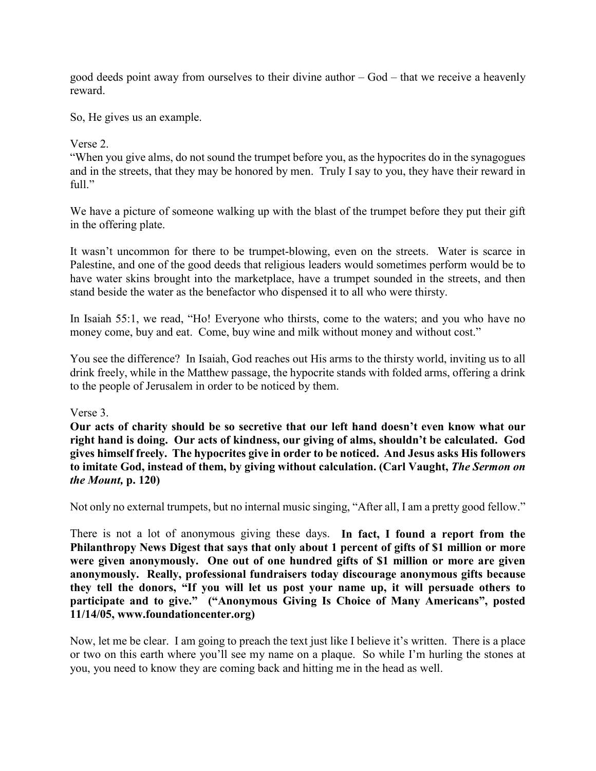good deeds point away from ourselves to their divine author – God – that we receive a heavenly reward.

So, He gives us an example.

Verse 2.
"When you give alms, do not sound the trumpet before you, as the hypocrites do in the synagogues and in the streets, that they may be honored by men. Truly I say to you, they have their reward in full."

We have a picture of someone walking up with the blast of the trumpet before they put their gift in the offering plate.

It wasn't uncommon for there to be trumpet-blowing, even on the streets. Water is scarce in Palestine, and one of the good deeds that religious leaders would sometimes perform would be to have water skins brought into the marketplace, have a trumpet sounded in the streets, and then stand beside the water as the benefactor who dispensed it to all who were thirsty.

In Isaiah 55:1, we read, "Ho! Everyone who thirsts, come to the waters; and you who have no money come, buy and eat. Come, buy wine and milk without money and without cost."

You see the difference? In Isaiah, God reaches out His arms to the thirsty world, inviting us to all drink freely, while in the Matthew passage, the hypocrite stands with folded arms, offering a drink to the people of Jerusalem in order to be noticed by them.

Verse 3.
**Our acts of charity should be so secretive that our left hand doesn't even know what our right hand is doing. Our acts of kindness, our giving of alms, shouldn't be calculated. God gives himself freely. The hypocrites give in order to be noticed. And Jesus asks His followers to imitate God, instead of them, by giving without calculation. (Carl Vaught, *The Sermon on the Mount,* p. 120)**

Not only no external trumpets, but no internal music singing, "After all, I am a pretty good fellow."

There is not a lot of anonymous giving these days. **In fact, I found a report from the Philanthropy News Digest that says that only about 1 percent of gifts of $1 million or more were given anonymously. One out of one hundred gifts of $1 million or more are given anonymously. Really, professional fundraisers today discourage anonymous gifts because they tell the donors, "If you will let us post your name up, it will persuade others to participate and to give." ("Anonymous Giving Is Choice of Many Americans", posted 11/14/05, www.foundationcenter.org)**

Now, let me be clear. I am going to preach the text just like I believe it's written. There is a place or two on this earth where you'll see my name on a plaque. So while I'm hurling the stones at you, you need to know they are coming back and hitting me in the head as well.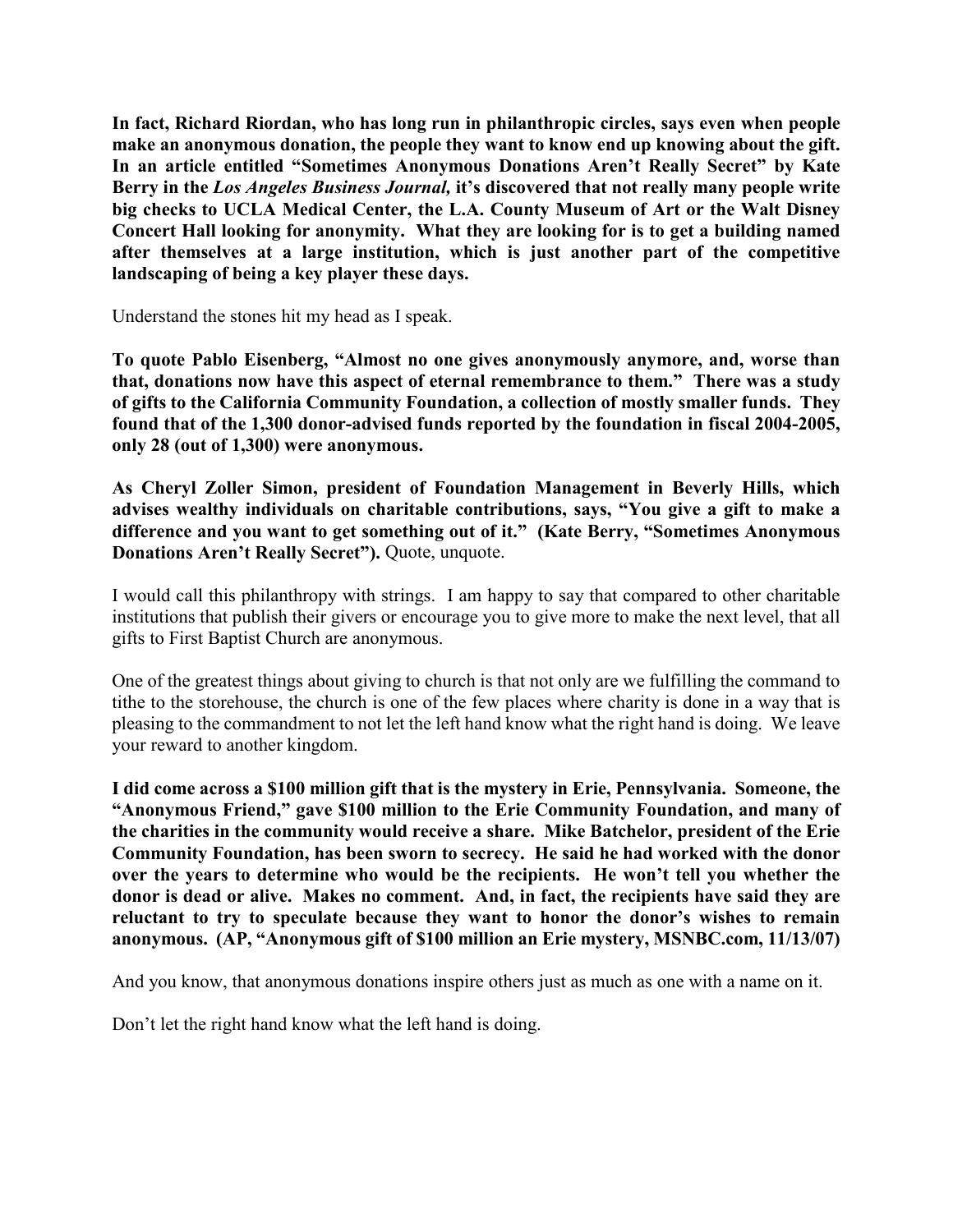**In fact, Richard Riordan, who has long run in philanthropic circles, says even when people make an anonymous donation, the people they want to know end up knowing about the gift. In an article entitled "Sometimes Anonymous Donations Aren't Really Secret" by Kate Berry in the *Los Angeles Business Journal,* it's discovered that not really many people write big checks to UCLA Medical Center, the L.A. County Museum of Art or the Walt Disney Concert Hall looking for anonymity. What they are looking for is to get a building named after themselves at a large institution, which is just another part of the competitive landscaping of being a key player these days.**

Understand the stones hit my head as I speak.

**To quote Pablo Eisenberg, "Almost no one gives anonymously anymore, and, worse than that, donations now have this aspect of eternal remembrance to them." There was a study of gifts to the California Community Foundation, a collection of mostly smaller funds. They found that of the 1,300 donor-advised funds reported by the foundation in fiscal 2004-2005, only 28 (out of 1,300) were anonymous.**

**As Cheryl Zoller Simon, president of Foundation Management in Beverly Hills, which advises wealthy individuals on charitable contributions, says, "You give a gift to make a difference and you want to get something out of it." (Kate Berry, "Sometimes Anonymous Donations Aren't Really Secret").** Quote, unquote.

I would call this philanthropy with strings. I am happy to say that compared to other charitable institutions that publish their givers or encourage you to give more to make the next level, that all gifts to First Baptist Church are anonymous.

One of the greatest things about giving to church is that not only are we fulfilling the command to tithe to the storehouse, the church is one of the few places where charity is done in a way that is pleasing to the commandment to not let the left hand know what the right hand is doing. We leave your reward to another kingdom.

**I did come across a $100 million gift that is the mystery in Erie, Pennsylvania. Someone, the "Anonymous Friend," gave $100 million to the Erie Community Foundation, and many of the charities in the community would receive a share. Mike Batchelor, president of the Erie Community Foundation, has been sworn to secrecy. He said he had worked with the donor over the years to determine who would be the recipients. He won't tell you whether the donor is dead or alive. Makes no comment. And, in fact, the recipients have said they are reluctant to try to speculate because they want to honor the donor's wishes to remain anonymous. (AP, "Anonymous gift of $100 million an Erie mystery, MSNBC.com, 11/13/07)**

And you know, that anonymous donations inspire others just as much as one with a name on it.

Don't let the right hand know what the left hand is doing.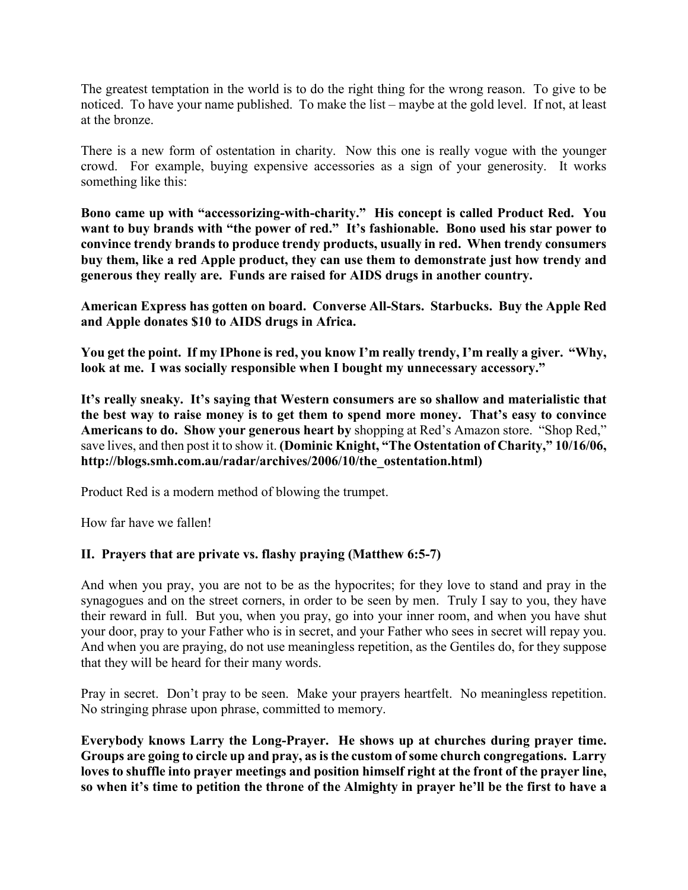The greatest temptation in the world is to do the right thing for the wrong reason. To give to be noticed. To have your name published. To make the list – maybe at the gold level. If not, at least at the bronze.

There is a new form of ostentation in charity. Now this one is really vogue with the younger crowd. For example, buying expensive accessories as a sign of your generosity. It works something like this:

**Bono came up with "accessorizing-with-charity." His concept is called Product Red. You want to buy brands with "the power of red." It's fashionable. Bono used his star power to convince trendy brands to produce trendy products, usually in red. When trendy consumers buy them, like a red Apple product, they can use them to demonstrate just how trendy and generous they really are. Funds are raised for AIDS drugs in another country.**

**American Express has gotten on board. Converse All-Stars. Starbucks. Buy the Apple Red and Apple donates $10 to AIDS drugs in Africa.**

**You get the point. If my IPhone is red, you know I'm really trendy, I'm really a giver. "Why, look at me. I was socially responsible when I bought my unnecessary accessory."**

**It's really sneaky. It's saying that Western consumers are so shallow and materialistic that the best way to raise money is to get them to spend more money. That's easy to convince Americans to do. Show your generous heart by** shopping at Red's Amazon store. "Shop Red," save lives, and then post it to show it. **(Dominic Knight, "The Ostentation of Charity," 10/16/06, http://blogs.smh.com.au/radar/archives/2006/10/the_ostentation.html)**

Product Red is a modern method of blowing the trumpet.

How far have we fallen!

### II. Prayers that are private vs. flashy praying (Matthew 6:5-7)

And when you pray, you are not to be as the hypocrites; for they love to stand and pray in the synagogues and on the street corners, in order to be seen by men. Truly I say to you, they have their reward in full. But you, when you pray, go into your inner room, and when you have shut your door, pray to your Father who is in secret, and your Father who sees in secret will repay you. And when you are praying, do not use meaningless repetition, as the Gentiles do, for they suppose that they will be heard for their many words.

Pray in secret. Don't pray to be seen. Make your prayers heartfelt. No meaningless repetition. No stringing phrase upon phrase, committed to memory.

**Everybody knows Larry the Long-Prayer. He shows up at churches during prayer time. Groups are going to circle up and pray, as is the custom of some church congregations. Larry loves to shuffle into prayer meetings and position himself right at the front of the prayer line, so when it's time to petition the throne of the Almighty in prayer he'll be the first to have a**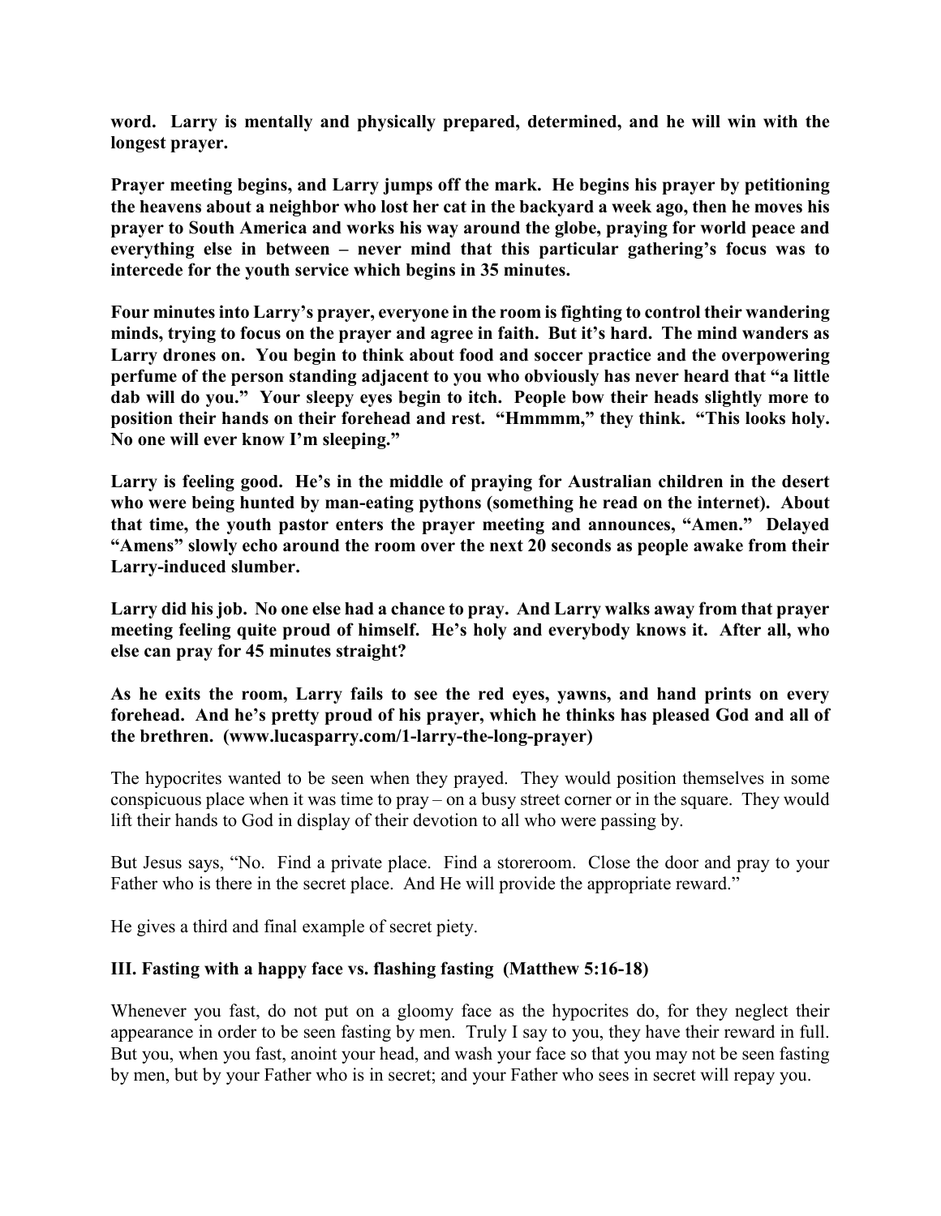**word. Larry is mentally and physically prepared, determined, and he will win with the longest prayer.**

**Prayer meeting begins, and Larry jumps off the mark. He begins his prayer by petitioning the heavens about a neighbor who lost her cat in the backyard a week ago, then he moves his prayer to South America and works his way around the globe, praying for world peace and everything else in between – never mind that this particular gathering's focus was to intercede for the youth service which begins in 35 minutes.**

**Four minutes into Larry's prayer, everyone in the room is fighting to control their wandering minds, trying to focus on the prayer and agree in faith. But it's hard. The mind wanders as Larry drones on. You begin to think about food and soccer practice and the overpowering perfume of the person standing adjacent to you who obviously has never heard that "a little dab will do you." Your sleepy eyes begin to itch. People bow their heads slightly more to position their hands on their forehead and rest. "Hmmmm," they think. "This looks holy. No one will ever know I'm sleeping."**

**Larry is feeling good. He's in the middle of praying for Australian children in the desert who were being hunted by man-eating pythons (something he read on the internet). About that time, the youth pastor enters the prayer meeting and announces, "Amen." Delayed "Amens" slowly echo around the room over the next 20 seconds as people awake from their Larry-induced slumber.**

**Larry did his job. No one else had a chance to pray. And Larry walks away from that prayer meeting feeling quite proud of himself. He's holy and everybody knows it. After all, who else can pray for 45 minutes straight?**

**As he exits the room, Larry fails to see the red eyes, yawns, and hand prints on every forehead. And he's pretty proud of his prayer, which he thinks has pleased God and all of the brethren. (www.lucasparry.com/1-larry-the-long-prayer)**

The hypocrites wanted to be seen when they prayed. They would position themselves in some conspicuous place when it was time to pray – on a busy street corner or in the square. They would lift their hands to God in display of their devotion to all who were passing by.

But Jesus says, "No. Find a private place. Find a storeroom. Close the door and pray to your Father who is there in the secret place. And He will provide the appropriate reward."

He gives a third and final example of secret piety.

### III. Fasting with a happy face vs. flashing fasting (Matthew 5:16-18)

Whenever you fast, do not put on a gloomy face as the hypocrites do, for they neglect their appearance in order to be seen fasting by men. Truly I say to you, they have their reward in full. But you, when you fast, anoint your head, and wash your face so that you may not be seen fasting by men, but by your Father who is in secret; and your Father who sees in secret will repay you.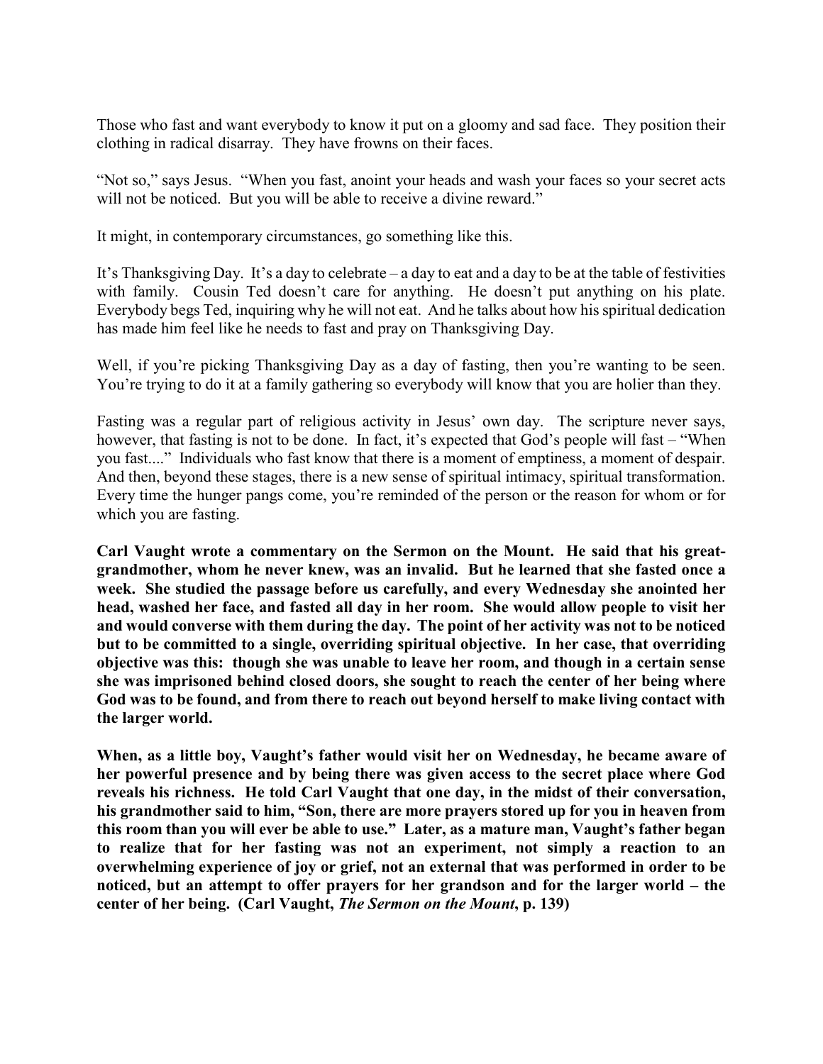Those who fast and want everybody to know it put on a gloomy and sad face. They position their clothing in radical disarray. They have frowns on their faces.

"Not so," says Jesus. "When you fast, anoint your heads and wash your faces so your secret acts will not be noticed. But you will be able to receive a divine reward."

It might, in contemporary circumstances, go something like this.

It's Thanksgiving Day. It's a day to celebrate – a day to eat and a day to be at the table of festivities with family. Cousin Ted doesn't care for anything. He doesn't put anything on his plate. Everybody begs Ted, inquiring why he will not eat. And he talks about how his spiritual dedication has made him feel like he needs to fast and pray on Thanksgiving Day.

Well, if you're picking Thanksgiving Day as a day of fasting, then you're wanting to be seen. You're trying to do it at a family gathering so everybody will know that you are holier than they.

Fasting was a regular part of religious activity in Jesus' own day. The scripture never says, however, that fasting is not to be done. In fact, it's expected that God's people will fast – "When you fast...." Individuals who fast know that there is a moment of emptiness, a moment of despair. And then, beyond these stages, there is a new sense of spiritual intimacy, spiritual transformation. Every time the hunger pangs come, you're reminded of the person or the reason for whom or for which you are fasting.

**Carl Vaught wrote a commentary on the Sermon on the Mount. He said that his great-grandmother, whom he never knew, was an invalid. But he learned that she fasted once a week. She studied the passage before us carefully, and every Wednesday she anointed her head, washed her face, and fasted all day in her room. She would allow people to visit her and would converse with them during the day. The point of her activity was not to be noticed but to be committed to a single, overriding spiritual objective. In her case, that overriding objective was this: though she was unable to leave her room, and though in a certain sense she was imprisoned behind closed doors, she sought to reach the center of her being where God was to be found, and from there to reach out beyond herself to make living contact with the larger world.**

**When, as a little boy, Vaught's father would visit her on Wednesday, he became aware of her powerful presence and by being there was given access to the secret place where God reveals his richness. He told Carl Vaught that one day, in the midst of their conversation, his grandmother said to him, "Son, there are more prayers stored up for you in heaven from this room than you will ever be able to use." Later, as a mature man, Vaught's father began to realize that for her fasting was not an experiment, not simply a reaction to an overwhelming experience of joy or grief, not an external that was performed in order to be noticed, but an attempt to offer prayers for her grandson and for the larger world – the center of her being. (Carl Vaught, *The Sermon on the Mount*, p. 139)**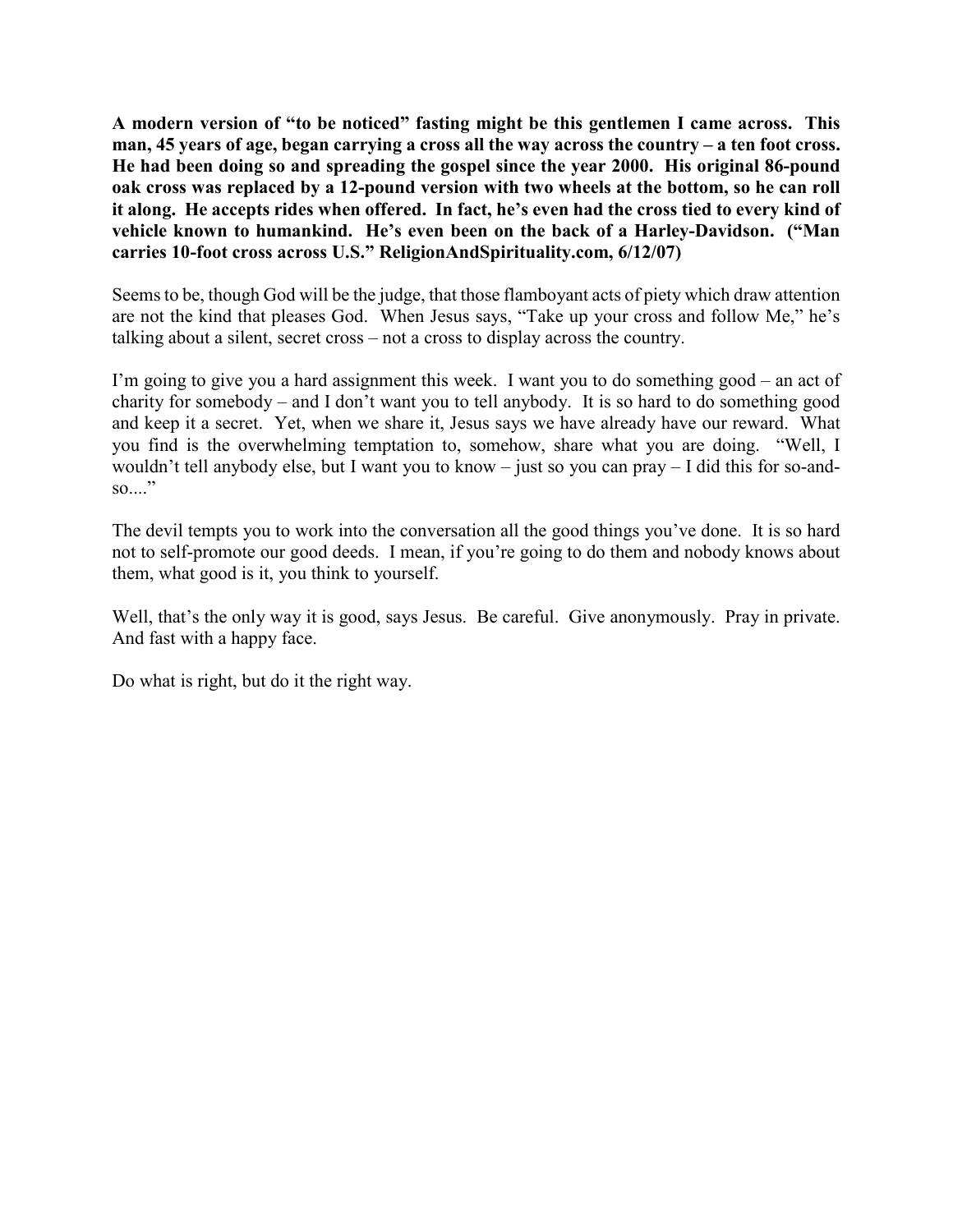**A modern version of "to be noticed" fasting might be this gentlemen I came across. This man, 45 years of age, began carrying a cross all the way across the country – a ten foot cross. He had been doing so and spreading the gospel since the year 2000. His original 86-pound oak cross was replaced by a 12-pound version with two wheels at the bottom, so he can roll it along. He accepts rides when offered. In fact, he's even had the cross tied to every kind of vehicle known to humankind. He's even been on the back of a Harley-Davidson. ("Man carries 10-foot cross across U.S." ReligionAndSpirituality.com, 6/12/07)**

Seems to be, though God will be the judge, that those flamboyant acts of piety which draw attention are not the kind that pleases God. When Jesus says, "Take up your cross and follow Me," he's talking about a silent, secret cross – not a cross to display across the country.

I'm going to give you a hard assignment this week. I want you to do something good – an act of charity for somebody – and I don't want you to tell anybody. It is so hard to do something good and keep it a secret. Yet, when we share it, Jesus says we have already have our reward. What you find is the overwhelming temptation to, somehow, share what you are doing. "Well, I wouldn't tell anybody else, but I want you to know – just so you can pray – I did this for so-and-so...."

The devil tempts you to work into the conversation all the good things you've done. It is so hard not to self-promote our good deeds. I mean, if you're going to do them and nobody knows about them, what good is it, you think to yourself.

Well, that's the only way it is good, says Jesus. Be careful. Give anonymously. Pray in private. And fast with a happy face.

Do what is right, but do it the right way.